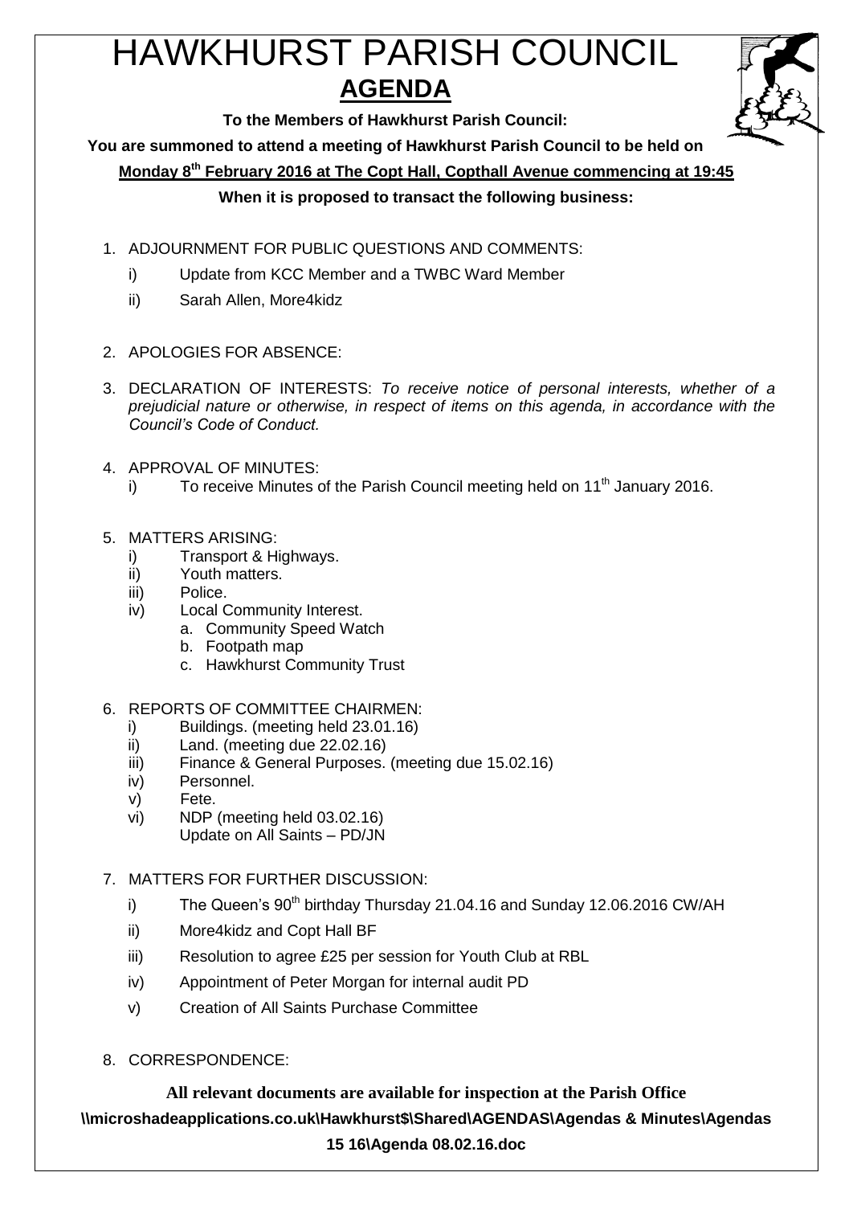# HAWKHURST PARISH COUNCIL

## AGENDA

**To the Members of Hawkhurst Parish Council:**

**You are summoned to attend a meeting of Hawkhurst Parish Council to be held on**

**Monday 8th February 2016 at The Copt Hall, Copthall Avenue commencing at 19:45**

**When it is proposed to transact the following business:**

1. ADJOURNMENT FOR PUBLIC QUESTIONS AND COMMENTS:
   i) Update from KCC Member and a TWBC Ward Member
   ii) Sarah Allen, More4kidz

2. APOLOGIES FOR ABSENCE:

3. DECLARATION OF INTERESTS: *To receive notice of personal interests, whether of a prejudicial nature or otherwise, in respect of items on this agenda, in accordance with the Council's Code of Conduct.*

4. APPROVAL OF MINUTES:
   i) To receive Minutes of the Parish Council meeting held on 11th January 2016.

5. MATTERS ARISING:
   i) Transport & Highways.
   ii) Youth matters.
   iii) Police.
   iv) Local Community Interest.
      a. Community Speed Watch
      b. Footpath map
      c. Hawkhurst Community Trust

6. REPORTS OF COMMITTEE CHAIRMEN:
   i) Buildings. (meeting held 23.01.16)
   ii) Land. (meeting due 22.02.16)
   iii) Finance & General Purposes. (meeting due 15.02.16)
   iv) Personnel.
   v) Fete.
   vi) NDP (meeting held 03.02.16)
      Update on All Saints – PD/JN

7. MATTERS FOR FURTHER DISCUSSION:
   i) The Queen's 90th birthday Thursday 21.04.16 and Sunday 12.06.2016 CW/AH
   ii) More4kidz and Copt Hall BF
   iii) Resolution to agree £25 per session for Youth Club at RBL
   iv) Appointment of Peter Morgan for internal audit PD
   v) Creation of All Saints Purchase Committee

8. CORRESPONDENCE:

**All relevant documents are available for inspection at the Parish Office**

**\\microshadeapplications.co.uk\Hawkhurst$\Shared\AGENDAS\Agendas & Minutes\Agendas 15 16\Agenda 08.02.16.doc**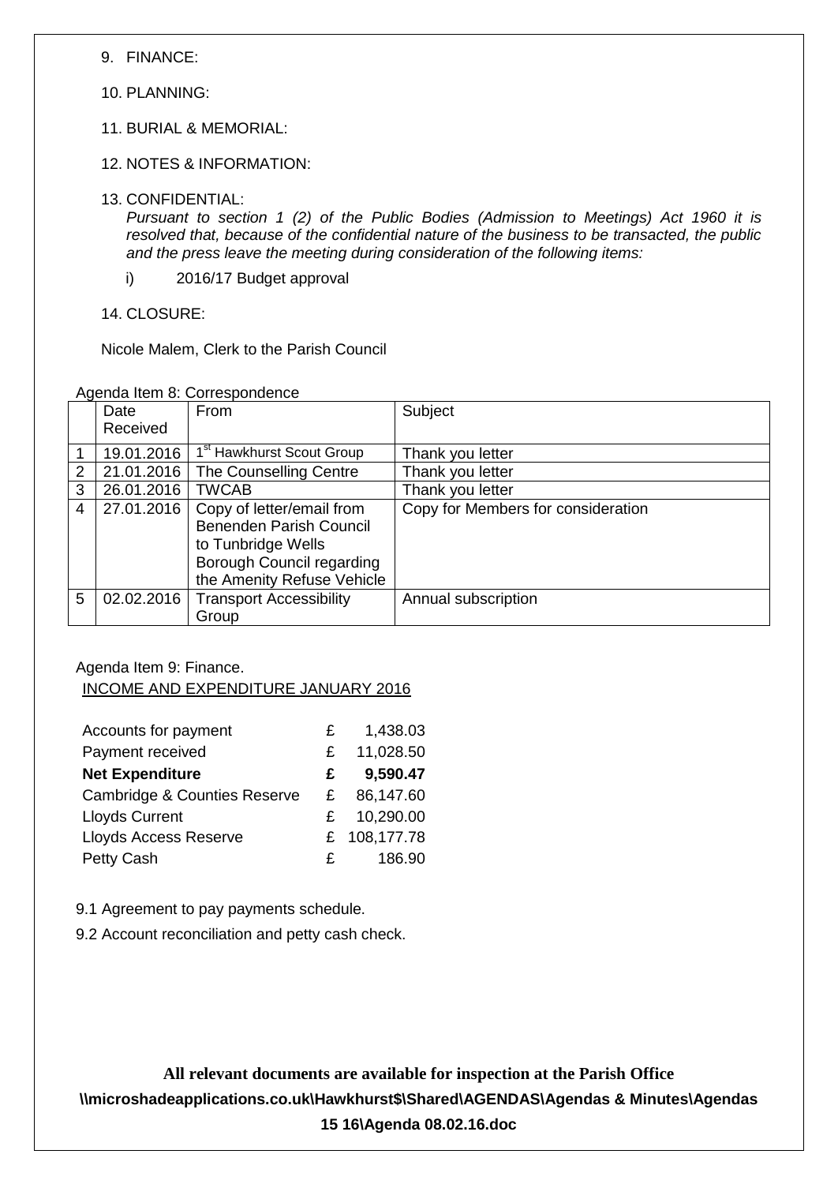9. FINANCE:

10. PLANNING:

11. BURIAL & MEMORIAL:

12. NOTES & INFORMATION:

13. CONFIDENTIAL:

*Pursuant to section 1 (2) of the Public Bodies (Admission to Meetings) Act 1960 it is resolved that, because of the confidential nature of the business to be transacted, the public and the press leave the meeting during consideration of the following items:*

i) 2016/17 Budget approval

14. CLOSURE:

Nicole Malem, Clerk to the Parish Council

Agenda Item 8: Correspondence

| | Date Received | From | Subject |
|---|---|---|---|
| 1 | 19.01.2016 | 1st Hawkhurst Scout Group | Thank you letter |
| 2 | 21.01.2016 | The Counselling Centre | Thank you letter |
| 3 | 26.01.2016 | TWCAB | Thank you letter |
| 4 | 27.01.2016 | Copy of letter/email from Benenden Parish Council to Tunbridge Wells Borough Council regarding the Amenity Refuse Vehicle | Copy for Members for consideration |
| 5 | 02.02.2016 | Transport Accessibility Group | Annual subscription |

Agenda Item 9: Finance.

INCOME AND EXPENDITURE JANUARY 2016

| | | |
|---|---|---|
| Accounts for payment | £ | 1,438.03 |
| Payment received | £ | 11,028.50 |
| **Net Expenditure** | **£** | **9,590.47** |
| Cambridge & Counties Reserve | £ | 86,147.60 |
| Lloyds Current | £ | 10,290.00 |
| Lloyds Access Reserve | £ | 108,177.78 |
| Petty Cash | £ | 186.90 |

9.1 Agreement to pay payments schedule.

9.2 Account reconciliation and petty cash check.

**All relevant documents are available for inspection at the Parish Office**

**\\microshadeapplications.co.uk\Hawkhurst$\Shared\AGENDAS\Agendas & Minutes\Agendas 15 16\Agenda 08.02.16.doc**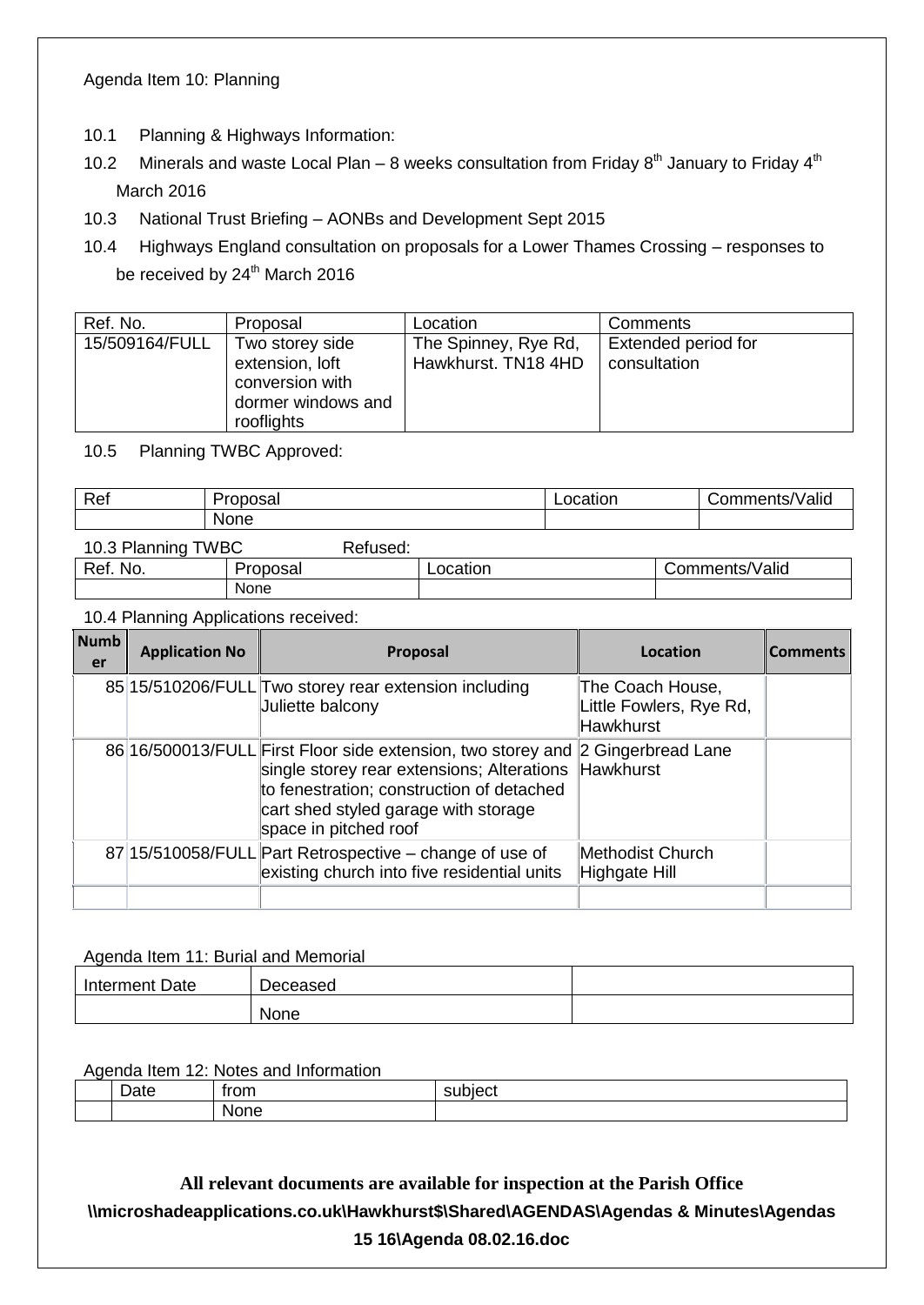Agenda Item 10: Planning

10.1 Planning & Highways Information:

10.2 Minerals and waste Local Plan – 8 weeks consultation from Friday 8th January to Friday 4th March 2016

10.3 National Trust Briefing – AONBs and Development Sept 2015

10.4 Highways England consultation on proposals for a Lower Thames Crossing – responses to be received by 24th March 2016

| Ref. No. | Proposal | Location | Comments |
|---|---|---|---|
| 15/509164/FULL | Two storey side extension, loft conversion with dormer windows and rooflights | The Spinney, Rye Rd, Hawkhurst. TN18 4HD | Extended period for consultation |

10.5 Planning TWBC Approved:

| Ref | Proposal | Location | Comments/Valid |
|---|---|---|---|
| | None | | |

10.3 Planning TWBC Refused:

| Ref. No. | Proposal | Location | Comments/Valid |
|---|---|---|---|
| | None | | |

10.4 Planning Applications received:

| Number | Application No | Proposal | Location | Comments |
|---|---|---|---|---|
| 85 | 15/510206/FULL | Two storey rear extension including Juliette balcony | The Coach House, Little Fowlers, Rye Rd, Hawkhurst | |
| 86 | 16/500013/FULL | First Floor side extension, two storey and single storey rear extensions; Alterations to fenestration; construction of detached cart shed styled garage with storage space in pitched roof | 2 Gingerbread Lane Hawkhurst | |
| 87 | 15/510058/FULL | Part Retrospective – change of use of existing church into five residential units | Methodist Church Highgate Hill | |
| | | | | |

Agenda Item 11: Burial and Memorial

| Interment Date | Deceased | |
|---|---|---|
| | None | |

Agenda Item 12: Notes and Information

| | Date | from | subject |
|---|---|---|---|
| | | None | |

**All relevant documents are available for inspection at the Parish Office**

**\\microshadeapplications.co.uk\Hawkhurst$\Shared\AGENDAS\Agendas & Minutes\Agendas 15 16\Agenda 08.02.16.doc**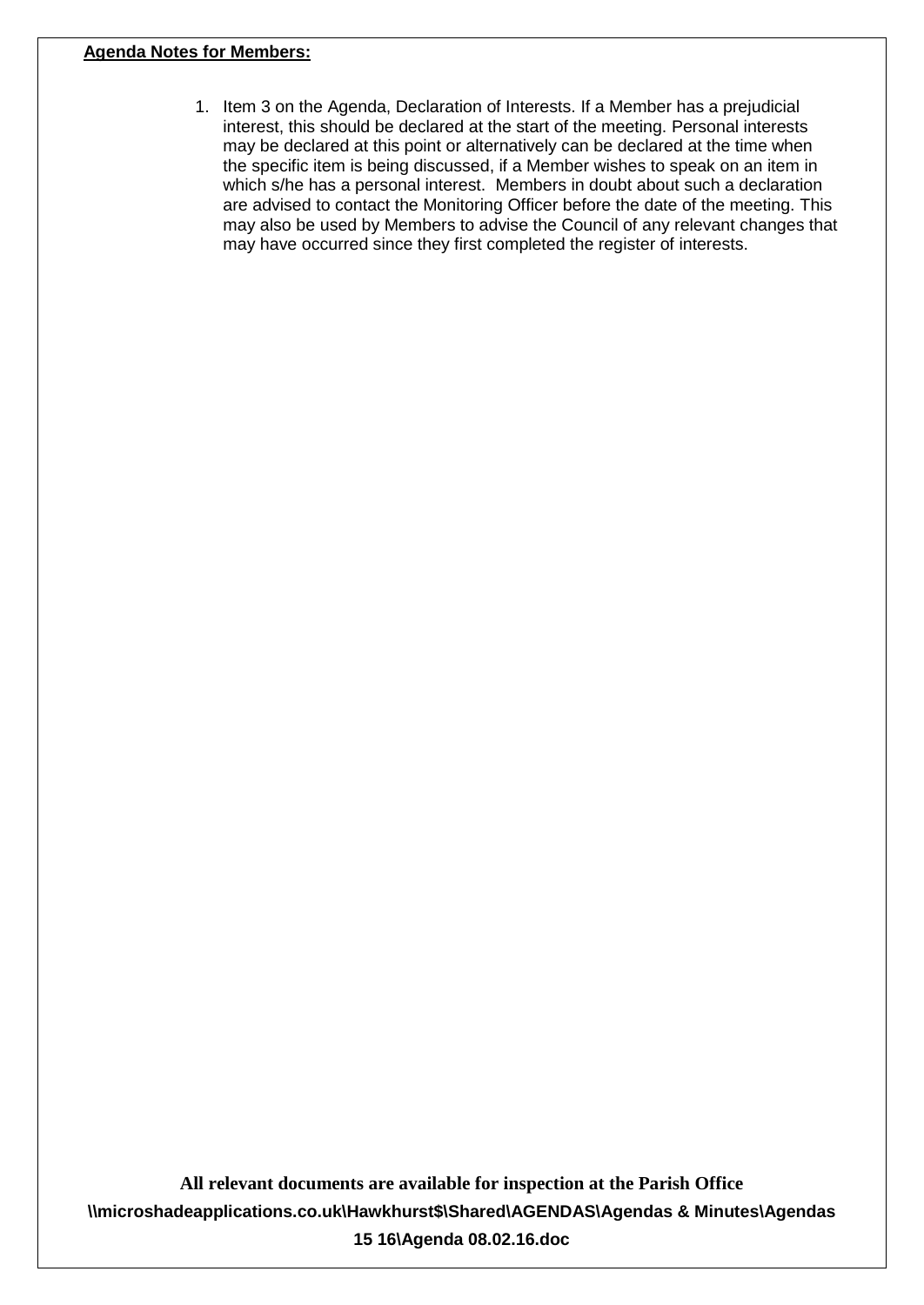**Agenda Notes for Members:**

1. Item 3 on the Agenda, Declaration of Interests. If a Member has a prejudicial interest, this should be declared at the start of the meeting. Personal interests may be declared at this point or alternatively can be declared at the time when the specific item is being discussed, if a Member wishes to speak on an item in which s/he has a personal interest. Members in doubt about such a declaration are advised to contact the Monitoring Officer before the date of the meeting. This may also be used by Members to advise the Council of any relevant changes that may have occurred since they first completed the register of interests.

**All relevant documents are available for inspection at the Parish Office**

**\\microshadeapplications.co.uk\Hawkhurst$\Shared\AGENDAS\Agendas & Minutes\Agendas 15 16\Agenda 08.02.16.doc**